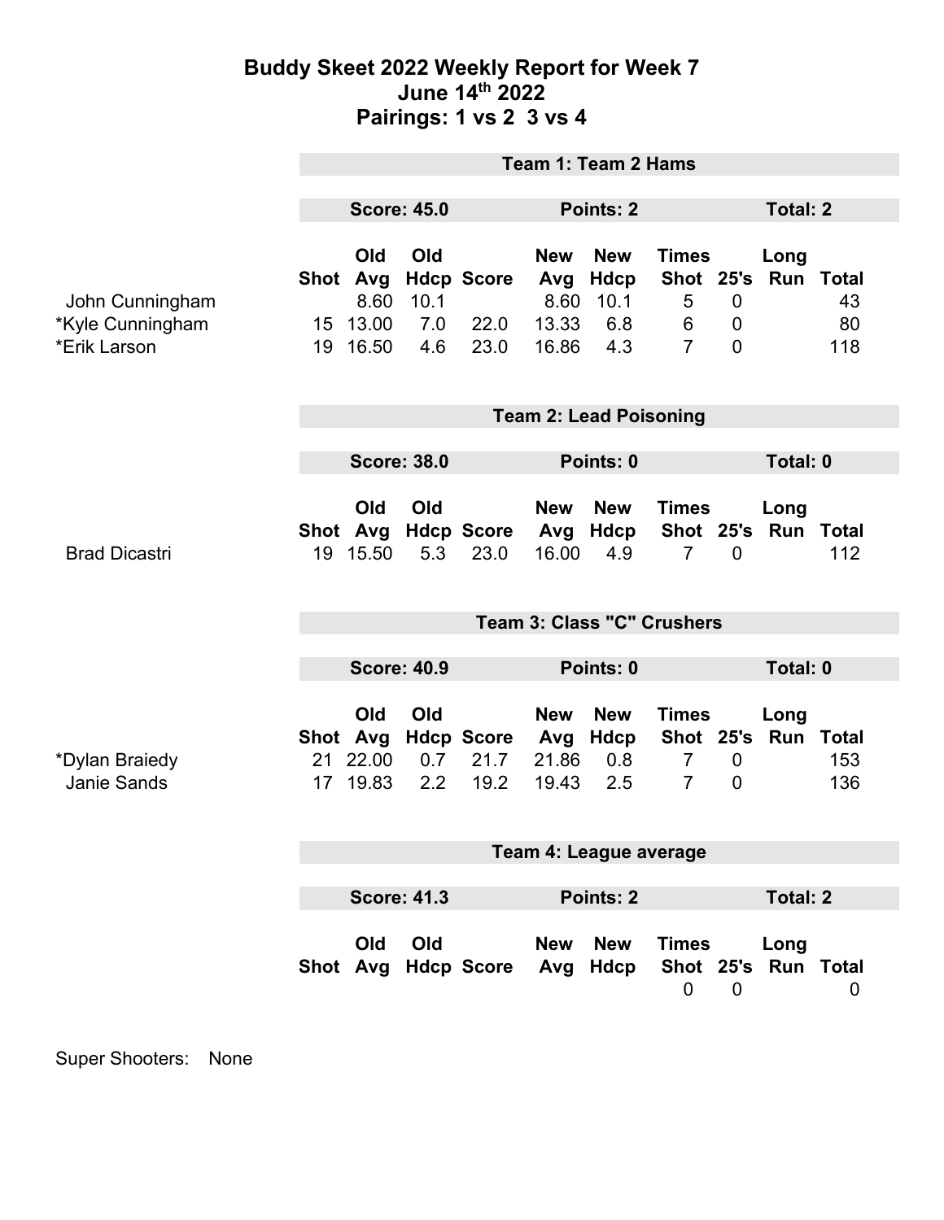# Buddy Skeet 2022 Weekly Report for Week 7
## June 14th 2022
## Pairings: 1 vs 2  3 vs 4

### Team 1: Team 2 Hams

**Score: 45.0** | **Points: 2** | **Total: 2**

| | Shot | Old Avg | Old Hdcp | Score | New Avg | New Hdcp | Times Shot | 25's | Long Run | Total |
|---|---|---|---|---|---|---|---|---|---|---|
| John Cunningham | | 8.60 | 10.1 | | 8.60 | 10.1 | 5 | 0 | | 43 |
| *Kyle Cunningham | 15 | 13.00 | 7.0 | 22.0 | 13.33 | 6.8 | 6 | 0 | | 80 |
| *Erik Larson | 19 | 16.50 | 4.6 | 23.0 | 16.86 | 4.3 | 7 | 0 | | 118 |

### Team 2: Lead Poisoning

**Score: 38.0** | **Points: 0** | **Total: 0**

| | Shot | Old Avg | Old Hdcp | Score | New Avg | New Hdcp | Times Shot | 25's | Long Run | Total |
|---|---|---|---|---|---|---|---|---|---|---|
| Brad Dicastri | 19 | 15.50 | 5.3 | 23.0 | 16.00 | 4.9 | 7 | 0 | | 112 |

### Team 3: Class "C" Crushers

**Score: 40.9** | **Points: 0** | **Total: 0**

| | Shot | Old Avg | Old Hdcp | Score | New Avg | New Hdcp | Times Shot | 25's | Long Run | Total |
|---|---|---|---|---|---|---|---|---|---|---|
| *Dylan Braiedy | 21 | 22.00 | 0.7 | 21.7 | 21.86 | 0.8 | 7 | 0 | | 153 |
| Janie Sands | 17 | 19.83 | 2.2 | 19.2 | 19.43 | 2.5 | 7 | 0 | | 136 |

### Team 4: League average

**Score: 41.3** | **Points: 2** | **Total: 2**

| | Shot | Old Avg | Old Hdcp | Score | New Avg | New Hdcp | Times Shot | 25's | Long Run | Total |
|---|---|---|---|---|---|---|---|---|---|---|
| | | | | | | | 0 | 0 | | 0 |

Super Shooters: None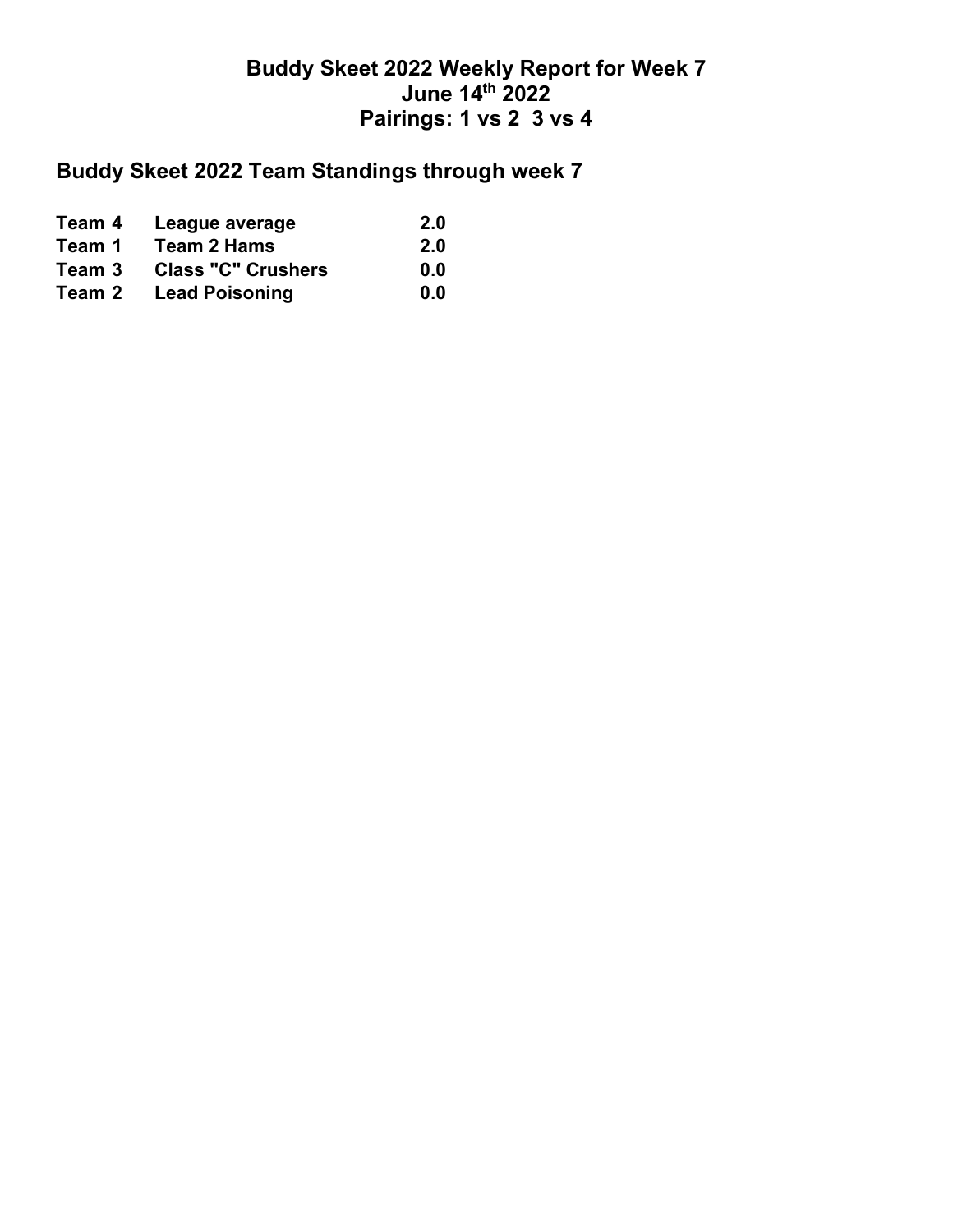# Buddy Skeet 2022 Weekly Report for Week 7
## June 14th 2022
## Pairings: 1 vs 2  3 vs 4

## Buddy Skeet 2022 Team Standings through week 7

| | | |
|---|---|---|
| **Team 4** | **League average** | **2.0** |
| **Team 1** | **Team 2 Hams** | **2.0** |
| **Team 3** | **Class "C" Crushers** | **0.0** |
| **Team 2** | **Lead Poisoning** | **0.0** |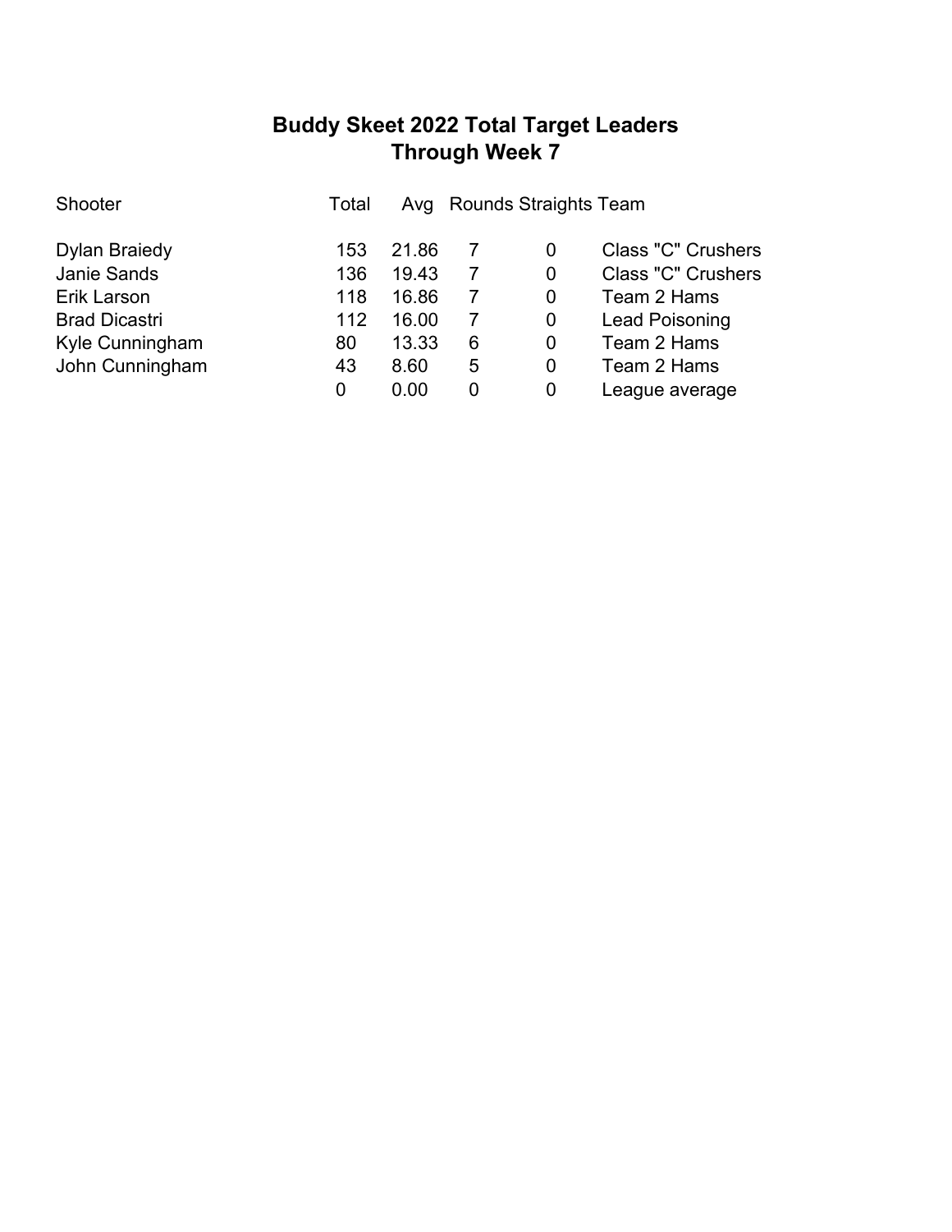## Buddy Skeet 2022 Total Target Leaders
## Through Week 7

| Shooter | Total | Avg | Rounds | Straights | Team |
|---|---|---|---|---|---|
| Dylan Braiedy | 153 | 21.86 | 7 | 0 | Class "C" Crushers |
| Janie Sands | 136 | 19.43 | 7 | 0 | Class "C" Crushers |
| Erik Larson | 118 | 16.86 | 7 | 0 | Team 2 Hams |
| Brad Dicastri | 112 | 16.00 | 7 | 0 | Lead Poisoning |
| Kyle Cunningham | 80 | 13.33 | 6 | 0 | Team 2 Hams |
| John Cunningham | 43 | 8.60 | 5 | 0 | Team 2 Hams |
| | 0 | 0.00 | 0 | 0 | League average |